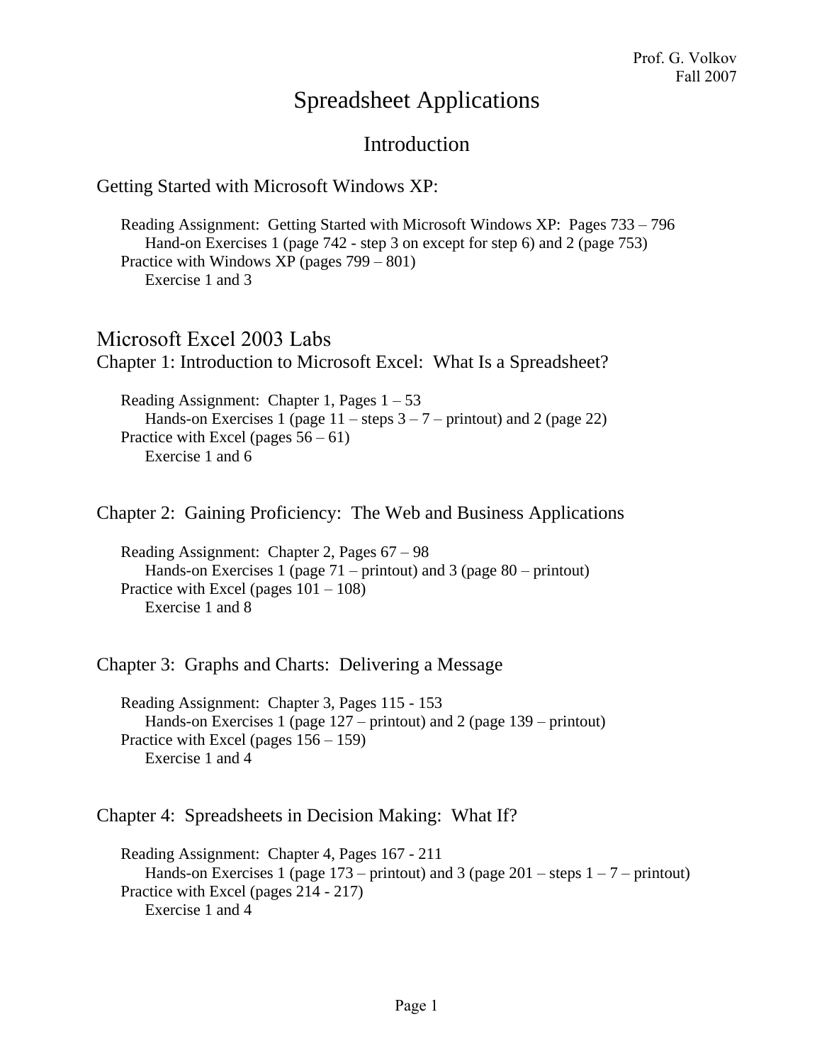Prof. G. Volkov
Fall 2007

# Spreadsheet Applications

## Introduction

### Getting Started with Microsoft Windows XP:

- Reading Assignment: Getting Started with Microsoft Windows XP: Pages 733 – 796
  - Hand-on Exercises 1 (page 742 - step 3 on except for step 6) and 2 (page 753)
- Practice with Windows XP (pages 799 – 801)
  - Exercise 1 and 3

## Microsoft Excel 2003 Labs

### Chapter 1: Introduction to Microsoft Excel: What Is a Spreadsheet?

- Reading Assignment: Chapter 1, Pages 1 – 53
  - Hands-on Exercises 1 (page 11 – steps 3 – 7 – printout) and 2 (page 22)
- Practice with Excel (pages 56 – 61)
  - Exercise 1 and 6

### Chapter 2: Gaining Proficiency: The Web and Business Applications

- Reading Assignment: Chapter 2, Pages 67 – 98
  - Hands-on Exercises 1 (page 71 – printout) and 3 (page 80 – printout)
- Practice with Excel (pages 101 – 108)
  - Exercise 1 and 8

### Chapter 3: Graphs and Charts: Delivering a Message

- Reading Assignment: Chapter 3, Pages 115 - 153
  - Hands-on Exercises 1 (page 127 – printout) and 2 (page 139 – printout)
- Practice with Excel (pages 156 – 159)
  - Exercise 1 and 4

### Chapter 4: Spreadsheets in Decision Making: What If?

- Reading Assignment: Chapter 4, Pages 167 - 211
  - Hands-on Exercises 1 (page 173 – printout) and 3 (page 201 – steps 1 – 7 – printout)
- Practice with Excel (pages 214 - 217)
  - Exercise 1 and 4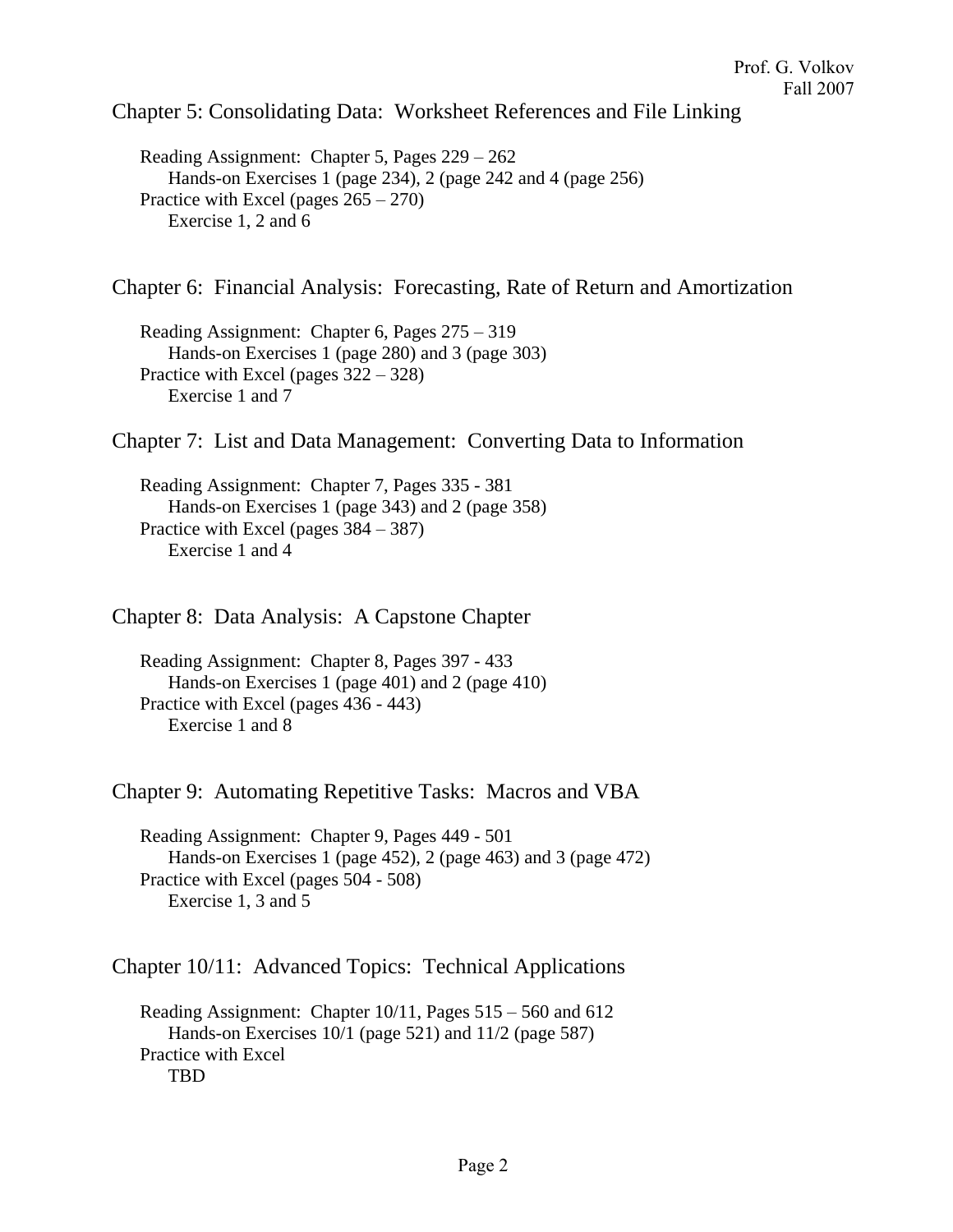## Chapter 5: Consolidating Data: Worksheet References and File Linking

Reading Assignment: Chapter 5, Pages 229 – 262
- Hands-on Exercises 1 (page 234), 2 (page 242 and 4 (page 256)

Practice with Excel (pages 265 – 270)
- Exercise 1, 2 and 6

## Chapter 6: Financial Analysis: Forecasting, Rate of Return and Amortization

Reading Assignment: Chapter 6, Pages 275 – 319
- Hands-on Exercises 1 (page 280) and 3 (page 303)

Practice with Excel (pages 322 – 328)
- Exercise 1 and 7

## Chapter 7: List and Data Management: Converting Data to Information

Reading Assignment: Chapter 7, Pages 335 - 381
- Hands-on Exercises 1 (page 343) and 2 (page 358)

Practice with Excel (pages 384 – 387)
- Exercise 1 and 4

## Chapter 8: Data Analysis: A Capstone Chapter

Reading Assignment: Chapter 8, Pages 397 - 433
- Hands-on Exercises 1 (page 401) and 2 (page 410)

Practice with Excel (pages 436 - 443)
- Exercise 1 and 8

## Chapter 9: Automating Repetitive Tasks: Macros and VBA

Reading Assignment: Chapter 9, Pages 449 - 501
- Hands-on Exercises 1 (page 452), 2 (page 463) and 3 (page 472)

Practice with Excel (pages 504 - 508)
- Exercise 1, 3 and 5

## Chapter 10/11: Advanced Topics: Technical Applications

Reading Assignment: Chapter 10/11, Pages 515 – 560 and 612
- Hands-on Exercises 10/1 (page 521) and 11/2 (page 587)

Practice with Excel
- TBD